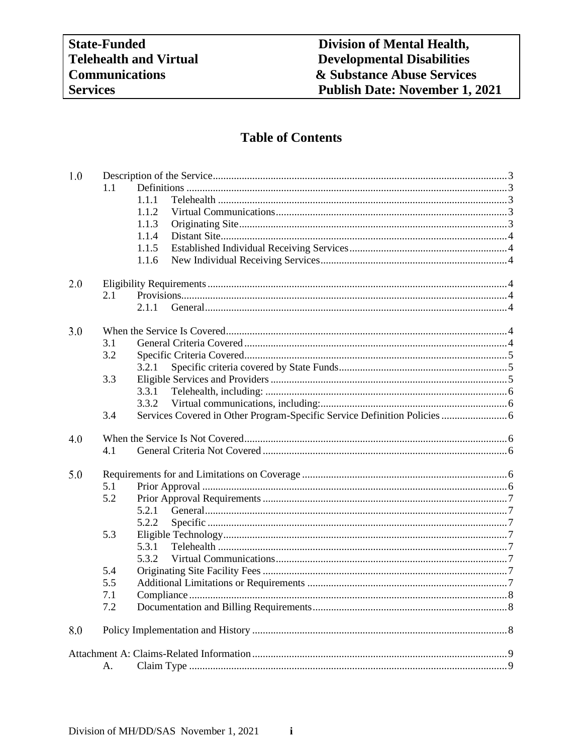| State-Funded Telehealth and Virtual Communications Services | Division of Mental Health, Developmental Disabilities & Substance Abuse Services Publish Date: November 1, 2021 |
|---|---|

# Table of Contents

1.0 Description of the Service ... 3
- 1.1 Definitions ... 3
  - 1.1.1 Telehealth ... 3
  - 1.1.2 Virtual Communications ... 3
  - 1.1.3 Originating Site ... 3
  - 1.1.4 Distant Site ... 4
  - 1.1.5 Established Individual Receiving Services ... 4
  - 1.1.6 New Individual Receiving Services ... 4

2.0 Eligibility Requirements ... 4
- 2.1 Provisions ... 4
  - 2.1.1 General ... 4

3.0 When the Service Is Covered ... 4
- 3.1 General Criteria Covered ... 4
- 3.2 Specific Criteria Covered ... 5
  - 3.2.1 Specific criteria covered by State Funds ... 5
- 3.3 Eligible Services and Providers ... 5
  - 3.3.1 Telehealth, including: ... 6
  - 3.3.2 Virtual communications, including: ... 6
- 3.4 Services Covered in Other Program-Specific Service Definition Policies ... 6

4.0 When the Service Is Not Covered ... 6
- 4.1 General Criteria Not Covered ... 6

5.0 Requirements for and Limitations on Coverage ... 6
- 5.1 Prior Approval ... 6
- 5.2 Prior Approval Requirements ... 7
  - 5.2.1 General ... 7
  - 5.2.2 Specific ... 7
- 5.3 Eligible Technology ... 7
  - 5.3.1 Telehealth ... 7
  - 5.3.2 Virtual Communications ... 7
- 5.4 Originating Site Facility Fees ... 7
- 5.5 Additional Limitations or Requirements ... 7
- 7.1 Compliance ... 8
- 7.2 Documentation and Billing Requirements ... 8

8.0 Policy Implementation and History ... 8

Attachment A: Claims-Related Information ... 9
- A. Claim Type ... 9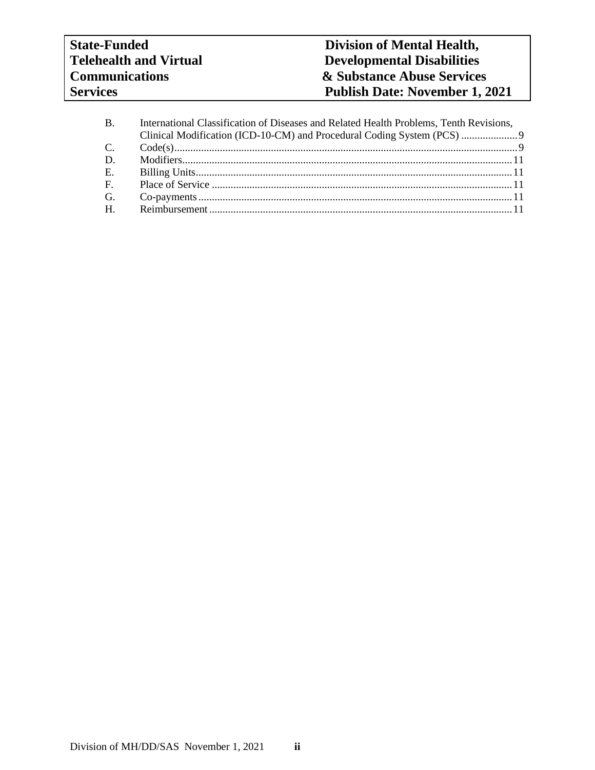B. International Classification of Diseases and Related Health Problems, Tenth Revisions, Clinical Modification (ICD-10-CM) and Procedural Coding System (PCS) ..................... 9

C. Code(s) ..................................................................................................................... 9

D. Modifiers ................................................................................................................. 11

E. Billing Units ............................................................................................................ 11

F. Place of Service ....................................................................................................... 11

G. Co-payments ........................................................................................................... 11

H. Reimbursement ....................................................................................................... 11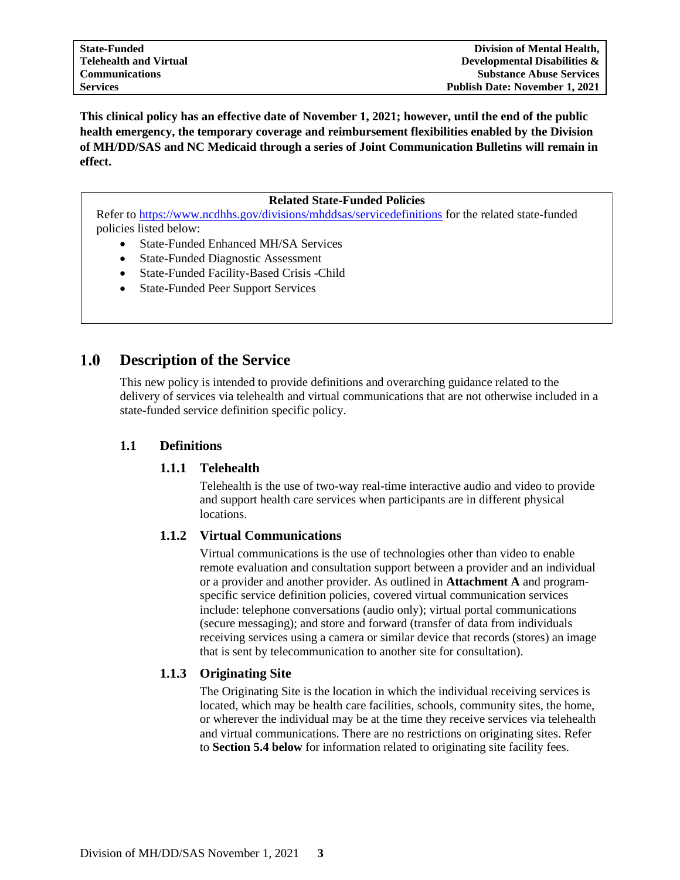**This clinical policy has an effective date of November 1, 2021; however, until the end of the public health emergency, the temporary coverage and reimbursement flexibilities enabled by the Division of MH/DD/SAS and NC Medicaid through a series of Joint Communication Bulletins will remain in effect.**

**Related State-Funded Policies**

Refer to https://www.ncdhhs.gov/divisions/mhddsas/servicedefinitions for the related state-funded policies listed below:

- State-Funded Enhanced MH/SA Services
- State-Funded Diagnostic Assessment
- State-Funded Facility-Based Crisis -Child
- State-Funded Peer Support Services

# 1.0 Description of the Service

This new policy is intended to provide definitions and overarching guidance related to the delivery of services via telehealth and virtual communications that are not otherwise included in a state-funded service definition specific policy.

## 1.1 Definitions

### 1.1.1 Telehealth

Telehealth is the use of two-way real-time interactive audio and video to provide and support health care services when participants are in different physical locations.

### 1.1.2 Virtual Communications

Virtual communications is the use of technologies other than video to enable remote evaluation and consultation support between a provider and an individual or a provider and another provider. As outlined in **Attachment A** and program-specific service definition policies, covered virtual communication services include: telephone conversations (audio only); virtual portal communications (secure messaging); and store and forward (transfer of data from individuals receiving services using a camera or similar device that records (stores) an image that is sent by telecommunication to another site for consultation).

### 1.1.3 Originating Site

The Originating Site is the location in which the individual receiving services is located, which may be health care facilities, schools, community sites, the home, or wherever the individual may be at the time they receive services via telehealth and virtual communications. There are no restrictions on originating sites. Refer to **Section 5.4 below** for information related to originating site facility fees.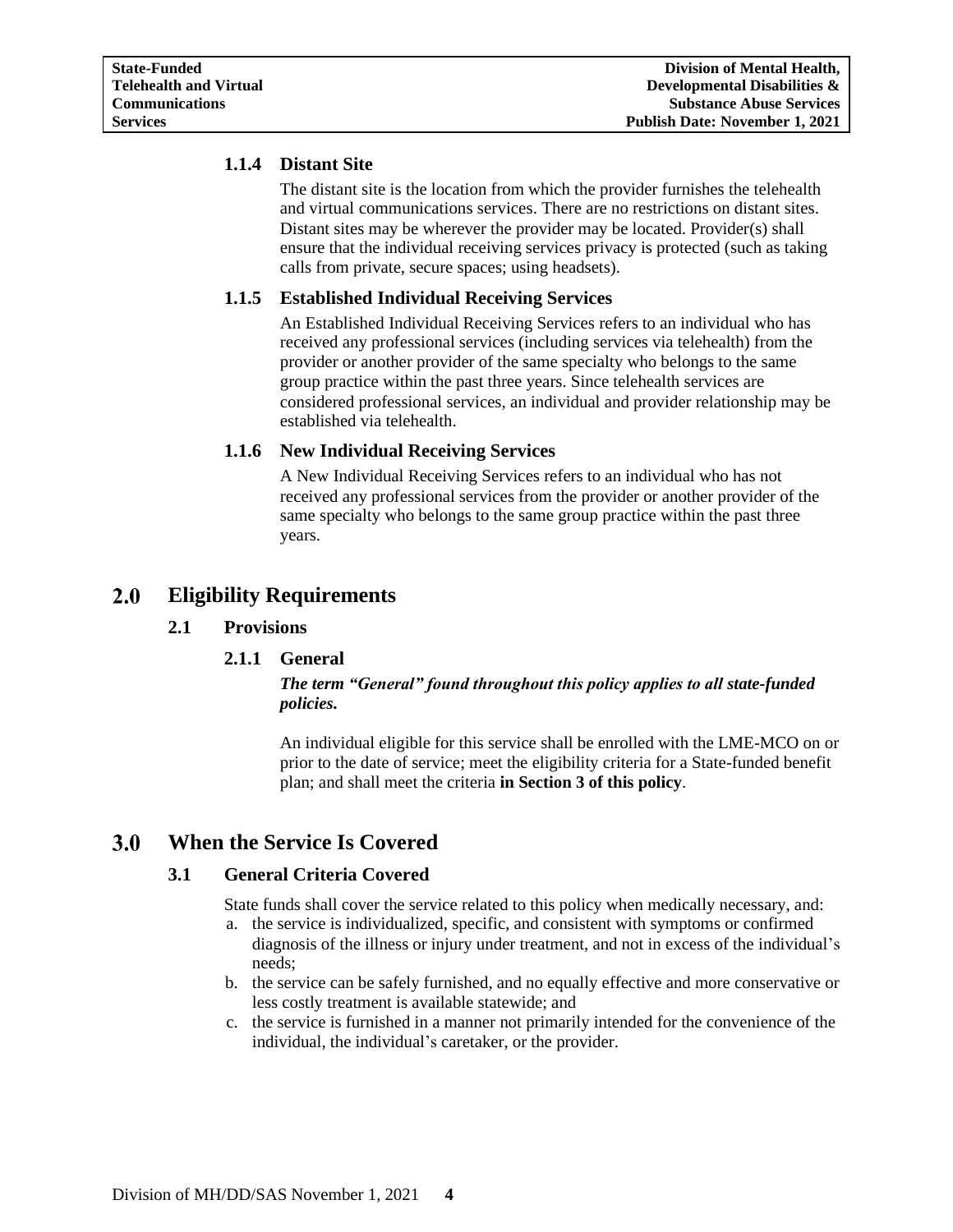### 1.1.4 Distant Site

The distant site is the location from which the provider furnishes the telehealth and virtual communications services. There are no restrictions on distant sites. Distant sites may be wherever the provider may be located. Provider(s) shall ensure that the individual receiving services privacy is protected (such as taking calls from private, secure spaces; using headsets).

### 1.1.5 Established Individual Receiving Services

An Established Individual Receiving Services refers to an individual who has received any professional services (including services via telehealth) from the provider or another provider of the same specialty who belongs to the same group practice within the past three years. Since telehealth services are considered professional services, an individual and provider relationship may be established via telehealth.

### 1.1.6 New Individual Receiving Services

A New Individual Receiving Services refers to an individual who has not received any professional services from the provider or another provider of the same specialty who belongs to the same group practice within the past three years.

# 2.0 Eligibility Requirements

## 2.1 Provisions

### 2.1.1 General

***The term "General" found throughout this policy applies to all state-funded policies.***

An individual eligible for this service shall be enrolled with the LME-MCO on or prior to the date of service; meet the eligibility criteria for a State-funded benefit plan; and shall meet the criteria **in Section 3 of this policy**.

# 3.0 When the Service Is Covered

## 3.1 General Criteria Covered

State funds shall cover the service related to this policy when medically necessary, and:

a. the service is individualized, specific, and consistent with symptoms or confirmed diagnosis of the illness or injury under treatment, and not in excess of the individual's needs;
b. the service can be safely furnished, and no equally effective and more conservative or less costly treatment is available statewide; and
c. the service is furnished in a manner not primarily intended for the convenience of the individual, the individual's caretaker, or the provider.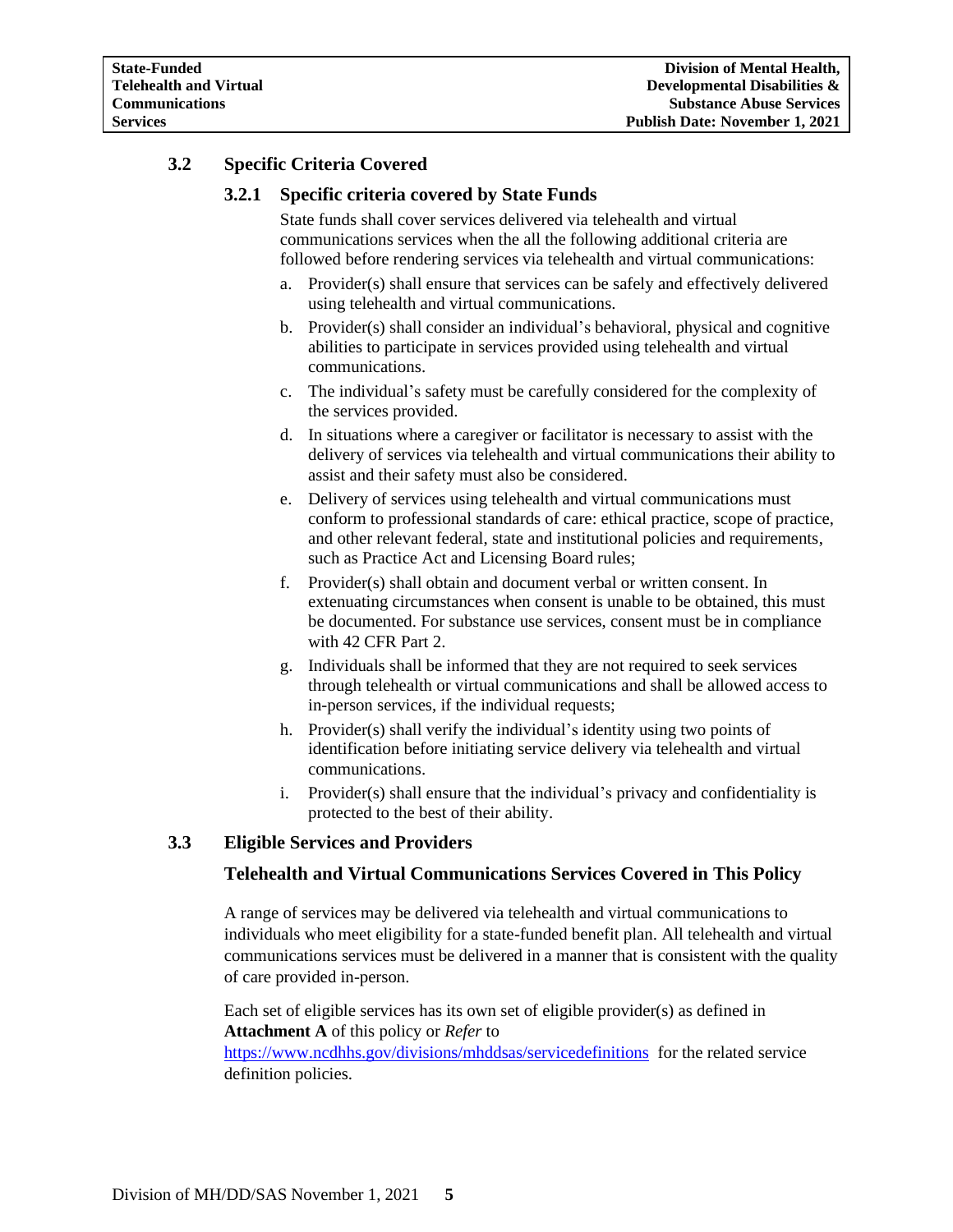### 3.2 Specific Criteria Covered

#### 3.2.1 Specific criteria covered by State Funds

State funds shall cover services delivered via telehealth and virtual communications services when the all the following additional criteria are followed before rendering services via telehealth and virtual communications:

a. Provider(s) shall ensure that services can be safely and effectively delivered using telehealth and virtual communications.

b. Provider(s) shall consider an individual's behavioral, physical and cognitive abilities to participate in services provided using telehealth and virtual communications.

c. The individual's safety must be carefully considered for the complexity of the services provided.

d. In situations where a caregiver or facilitator is necessary to assist with the delivery of services via telehealth and virtual communications their ability to assist and their safety must also be considered.

e. Delivery of services using telehealth and virtual communications must conform to professional standards of care: ethical practice, scope of practice, and other relevant federal, state and institutional policies and requirements, such as Practice Act and Licensing Board rules;

f. Provider(s) shall obtain and document verbal or written consent. In extenuating circumstances when consent is unable to be obtained, this must be documented. For substance use services, consent must be in compliance with 42 CFR Part 2.

g. Individuals shall be informed that they are not required to seek services through telehealth or virtual communications and shall be allowed access to in-person services, if the individual requests;

h. Provider(s) shall verify the individual's identity using two points of identification before initiating service delivery via telehealth and virtual communications.

i. Provider(s) shall ensure that the individual's privacy and confidentiality is protected to the best of their ability.

### 3.3 Eligible Services and Providers

#### Telehealth and Virtual Communications Services Covered in This Policy

A range of services may be delivered via telehealth and virtual communications to individuals who meet eligibility for a state-funded benefit plan. All telehealth and virtual communications services must be delivered in a manner that is consistent with the quality of care provided in-person.

Each set of eligible services has its own set of eligible provider(s) as defined in **Attachment A** of this policy or *Refer* to https://www.ncdhhs.gov/divisions/mhddsas/servicedefinitions for the related service definition policies.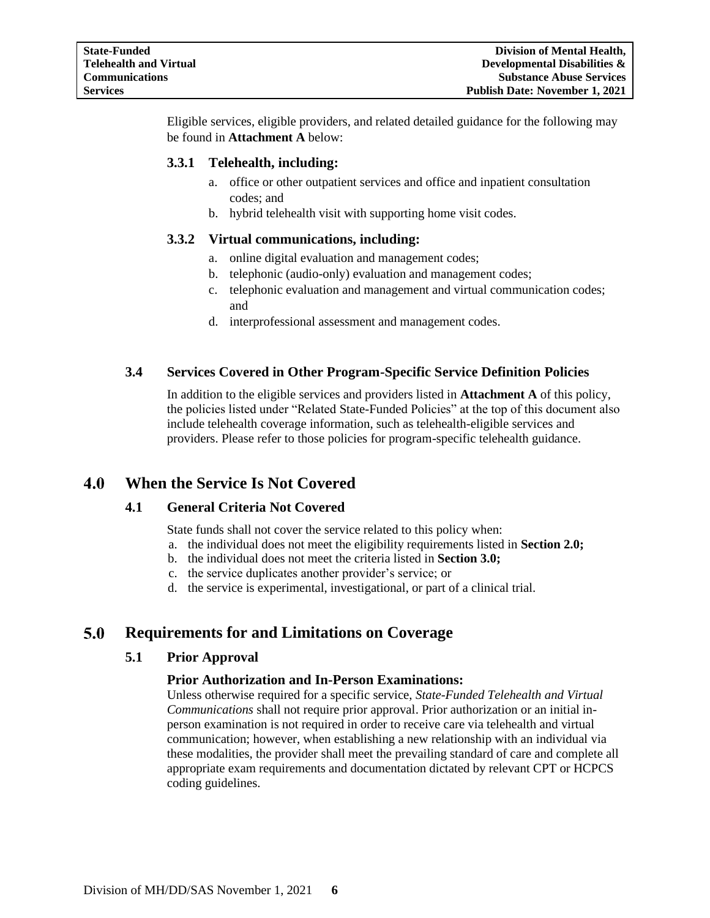Eligible services, eligible providers, and related detailed guidance for the following may be found in **Attachment A** below:

### 3.3.1 Telehealth, including:

a. office or other outpatient services and office and inpatient consultation codes; and
b. hybrid telehealth visit with supporting home visit codes.

### 3.3.2 Virtual communications, including:

a. online digital evaluation and management codes;
b. telephonic (audio-only) evaluation and management codes;
c. telephonic evaluation and management and virtual communication codes; and
d. interprofessional assessment and management codes.

### 3.4 Services Covered in Other Program-Specific Service Definition Policies

In addition to the eligible services and providers listed in **Attachment A** of this policy, the policies listed under "Related State-Funded Policies" at the top of this document also include telehealth coverage information, such as telehealth-eligible services and providers. Please refer to those policies for program-specific telehealth guidance.

## 4.0 When the Service Is Not Covered

### 4.1 General Criteria Not Covered

State funds shall not cover the service related to this policy when:

a. the individual does not meet the eligibility requirements listed in **Section 2.0;**
b. the individual does not meet the criteria listed in **Section 3.0;**
c. the service duplicates another provider's service; or
d. the service is experimental, investigational, or part of a clinical trial.

## 5.0 Requirements for and Limitations on Coverage

### 5.1 Prior Approval

**Prior Authorization and In-Person Examinations:**
Unless otherwise required for a specific service, *State-Funded Telehealth and Virtual Communications* shall not require prior approval. Prior authorization or an initial in-person examination is not required in order to receive care via telehealth and virtual communication; however, when establishing a new relationship with an individual via these modalities, the provider shall meet the prevailing standard of care and complete all appropriate exam requirements and documentation dictated by relevant CPT or HCPCS coding guidelines.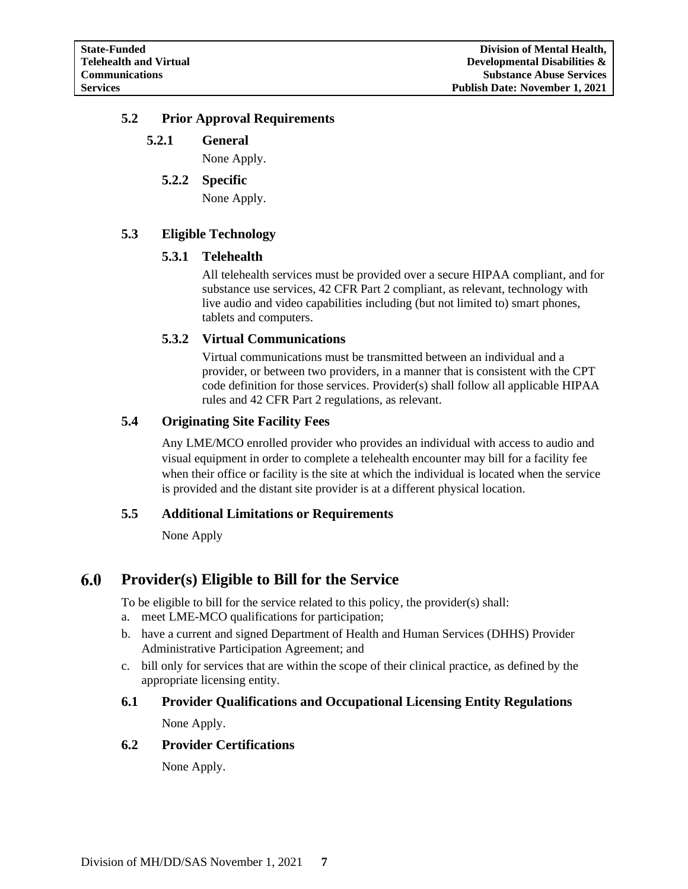### 5.2 Prior Approval Requirements

#### 5.2.1 General

None Apply.

#### 5.2.2 Specific

None Apply.

### 5.3 Eligible Technology

#### 5.3.1 Telehealth

All telehealth services must be provided over a secure HIPAA compliant, and for substance use services, 42 CFR Part 2 compliant, as relevant, technology with live audio and video capabilities including (but not limited to) smart phones, tablets and computers.

#### 5.3.2 Virtual Communications

Virtual communications must be transmitted between an individual and a provider, or between two providers, in a manner that is consistent with the CPT code definition for those services. Provider(s) shall follow all applicable HIPAA rules and 42 CFR Part 2 regulations, as relevant.

### 5.4 Originating Site Facility Fees

Any LME/MCO enrolled provider who provides an individual with access to audio and visual equipment in order to complete a telehealth encounter may bill for a facility fee when their office or facility is the site at which the individual is located when the service is provided and the distant site provider is at a different physical location.

### 5.5 Additional Limitations or Requirements

None Apply

## 6.0 Provider(s) Eligible to Bill for the Service

To be eligible to bill for the service related to this policy, the provider(s) shall:

a. meet LME-MCO qualifications for participation;
b. have a current and signed Department of Health and Human Services (DHHS) Provider Administrative Participation Agreement; and
c. bill only for services that are within the scope of their clinical practice, as defined by the appropriate licensing entity.

### 6.1 Provider Qualifications and Occupational Licensing Entity Regulations

None Apply.

### 6.2 Provider Certifications

None Apply.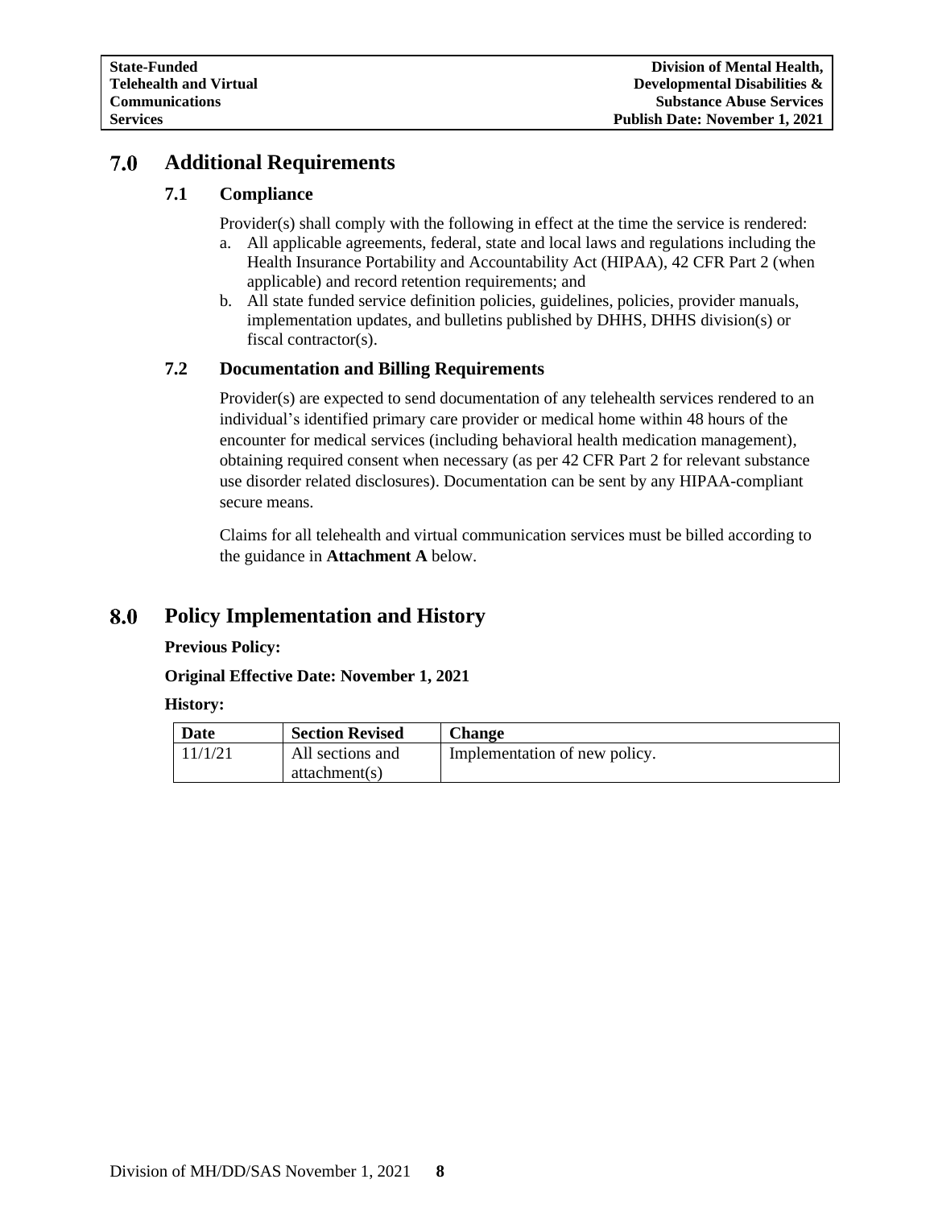## 7.0 Additional Requirements

### 7.1 Compliance

Provider(s) shall comply with the following in effect at the time the service is rendered:

a. All applicable agreements, federal, state and local laws and regulations including the Health Insurance Portability and Accountability Act (HIPAA), 42 CFR Part 2 (when applicable) and record retention requirements; and
b. All state funded service definition policies, guidelines, policies, provider manuals, implementation updates, and bulletins published by DHHS, DHHS division(s) or fiscal contractor(s).

### 7.2 Documentation and Billing Requirements

Provider(s) are expected to send documentation of any telehealth services rendered to an individual's identified primary care provider or medical home within 48 hours of the encounter for medical services (including behavioral health medication management), obtaining required consent when necessary (as per 42 CFR Part 2 for relevant substance use disorder related disclosures). Documentation can be sent by any HIPAA-compliant secure means.

Claims for all telehealth and virtual communication services must be billed according to the guidance in **Attachment A** below.

## 8.0 Policy Implementation and History

**Previous Policy:**

**Original Effective Date: November 1, 2021**

**History:**

| Date | Section Revised | Change |
|---|---|---|
| 11/1/21 | All sections and attachment(s) | Implementation of new policy. |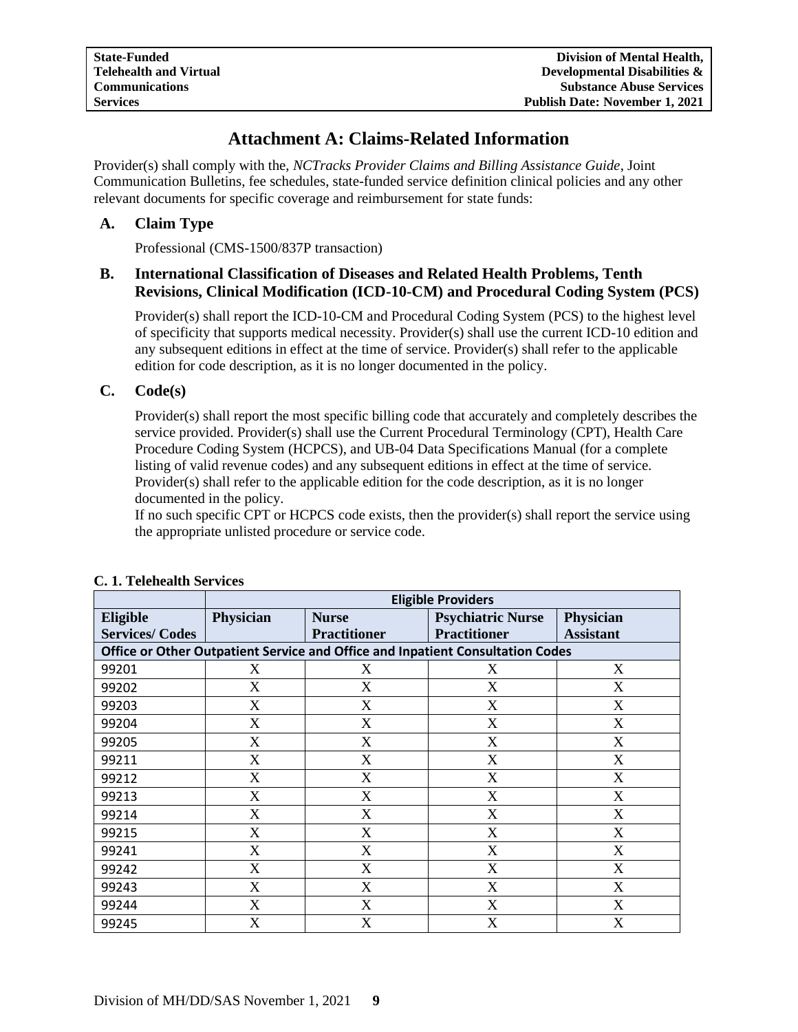# Attachment A: Claims-Related Information

Provider(s) shall comply with the, *NCTracks Provider Claims and Billing Assistance Guide*, Joint Communication Bulletins, fee schedules, state-funded service definition clinical policies and any other relevant documents for specific coverage and reimbursement for state funds:

## A. Claim Type

Professional (CMS-1500/837P transaction)

## B. International Classification of Diseases and Related Health Problems, Tenth Revisions, Clinical Modification (ICD-10-CM) and Procedural Coding System (PCS)

Provider(s) shall report the ICD-10-CM and Procedural Coding System (PCS) to the highest level of specificity that supports medical necessity. Provider(s) shall use the current ICD-10 edition and any subsequent editions in effect at the time of service. Provider(s) shall refer to the applicable edition for code description, as it is no longer documented in the policy.

## C. Code(s)

Provider(s) shall report the most specific billing code that accurately and completely describes the service provided. Provider(s) shall use the Current Procedural Terminology (CPT), Health Care Procedure Coding System (HCPCS), and UB-04 Data Specifications Manual (for a complete listing of valid revenue codes) and any subsequent editions in effect at the time of service. Provider(s) shall refer to the applicable edition for the code description, as it is no longer documented in the policy.

If no such specific CPT or HCPCS code exists, then the provider(s) shall report the service using the appropriate unlisted procedure or service code.

**C. 1. Telehealth Services**

| | Eligible Providers | | | |
|---|---|---|---|---|
| **Eligible Services/ Codes** | **Physician** | **Nurse Practitioner** | **Psychiatric Nurse Practitioner** | **Physician Assistant** |
| **Office or Other Outpatient Service and Office and Inpatient Consultation Codes** | | | | |
| 99201 | X | X | X | X |
| 99202 | X | X | X | X |
| 99203 | X | X | X | X |
| 99204 | X | X | X | X |
| 99205 | X | X | X | X |
| 99211 | X | X | X | X |
| 99212 | X | X | X | X |
| 99213 | X | X | X | X |
| 99214 | X | X | X | X |
| 99215 | X | X | X | X |
| 99241 | X | X | X | X |
| 99242 | X | X | X | X |
| 99243 | X | X | X | X |
| 99244 | X | X | X | X |
| 99245 | X | X | X | X |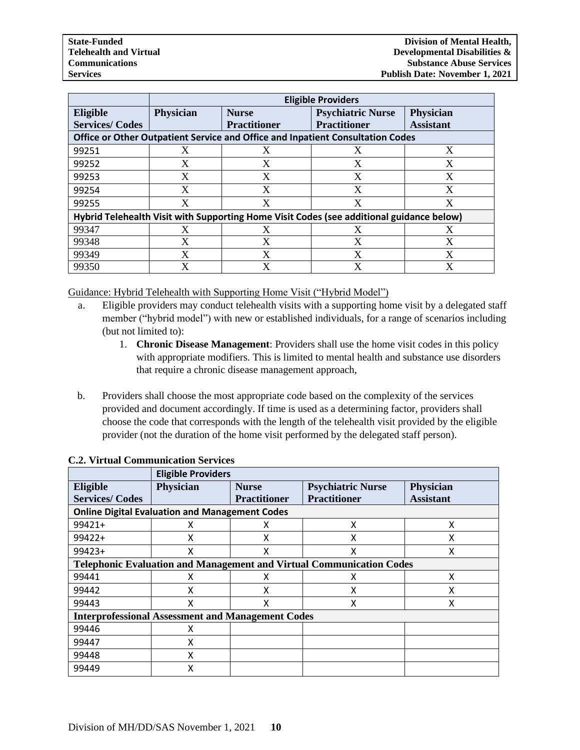| | Eligible Providers | | | |
|---|---|---|---|---|
| **Eligible Services/ Codes** | **Physician** | **Nurse Practitioner** | **Psychiatric Nurse Practitioner** | **Physician Assistant** |
| **Office or Other Outpatient Service and Office and Inpatient Consultation Codes** | | | | |
| 99251 | X | X | X | X |
| 99252 | X | X | X | X |
| 99253 | X | X | X | X |
| 99254 | X | X | X | X |
| 99255 | X | X | X | X |
| **Hybrid Telehealth Visit with Supporting Home Visit Codes (see additional guidance below)** | | | | |
| 99347 | X | X | X | X |
| 99348 | X | X | X | X |
| 99349 | X | X | X | X |
| 99350 | X | X | X | X |

Guidance: Hybrid Telehealth with Supporting Home Visit ("Hybrid Model")

a. Eligible providers may conduct telehealth visits with a supporting home visit by a delegated staff member ("hybrid model") with new or established individuals, for a range of scenarios including (but not limited to):
   1. **Chronic Disease Management**: Providers shall use the home visit codes in this policy with appropriate modifiers. This is limited to mental health and substance use disorders that require a chronic disease management approach,

b. Providers shall choose the most appropriate code based on the complexity of the services provided and document accordingly. If time is used as a determining factor, providers shall choose the code that corresponds with the length of the telehealth visit provided by the eligible provider (not the duration of the home visit performed by the delegated staff person).

**C.2. Virtual Communication Services**

| | Eligible Providers | | | |
|---|---|---|---|---|
| **Eligible Services/ Codes** | **Physician** | **Nurse Practitioner** | **Psychiatric Nurse Practitioner** | **Physician Assistant** |
| **Online Digital Evaluation and Management Codes** | | | | |
| 99421+ | X | X | X | X |
| 99422+ | X | X | X | X |
| 99423+ | X | X | X | X |
| **Telephonic Evaluation and Management and Virtual Communication Codes** | | | | |
| 99441 | X | X | X | X |
| 99442 | X | X | X | X |
| 99443 | X | X | X | X |
| **Interprofessional Assessment and Management Codes** | | | | |
| 99446 | X | | | |
| 99447 | X | | | |
| 99448 | X | | | |
| 99449 | X | | | |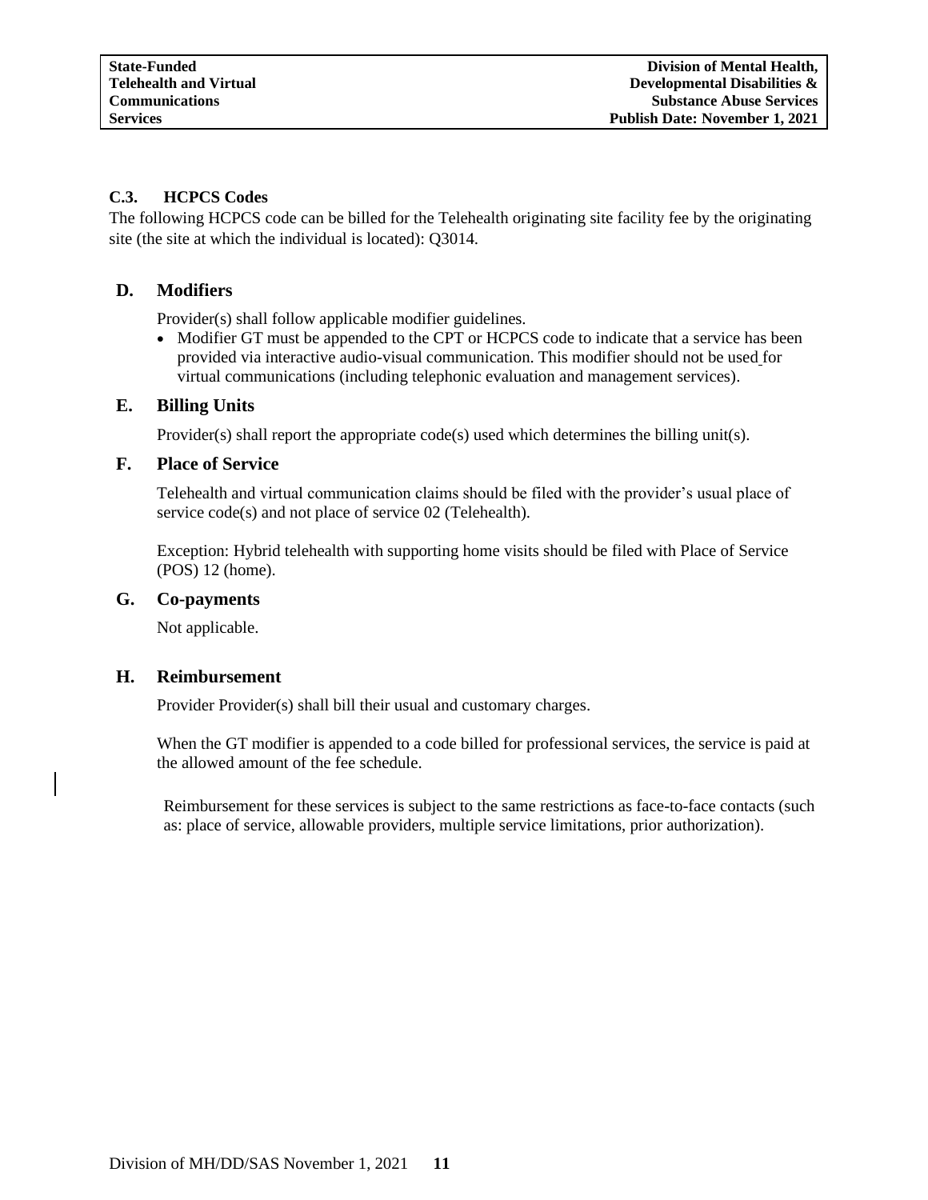### C.3. HCPCS Codes

The following HCPCS code can be billed for the Telehealth originating site facility fee by the originating site (the site at which the individual is located): Q3014.

## D. Modifiers

Provider(s) shall follow applicable modifier guidelines.

- Modifier GT must be appended to the CPT or HCPCS code to indicate that a service has been provided via interactive audio-visual communication. This modifier should not be used for virtual communications (including telephonic evaluation and management services).

## E. Billing Units

Provider(s) shall report the appropriate code(s) used which determines the billing unit(s).

## F. Place of Service

Telehealth and virtual communication claims should be filed with the provider's usual place of service code(s) and not place of service 02 (Telehealth).

Exception: Hybrid telehealth with supporting home visits should be filed with Place of Service (POS) 12 (home).

## G. Co-payments

Not applicable.

## H. Reimbursement

Provider Provider(s) shall bill their usual and customary charges.

When the GT modifier is appended to a code billed for professional services, the service is paid at the allowed amount of the fee schedule.

Reimbursement for these services is subject to the same restrictions as face-to-face contacts (such as: place of service, allowable providers, multiple service limitations, prior authorization).